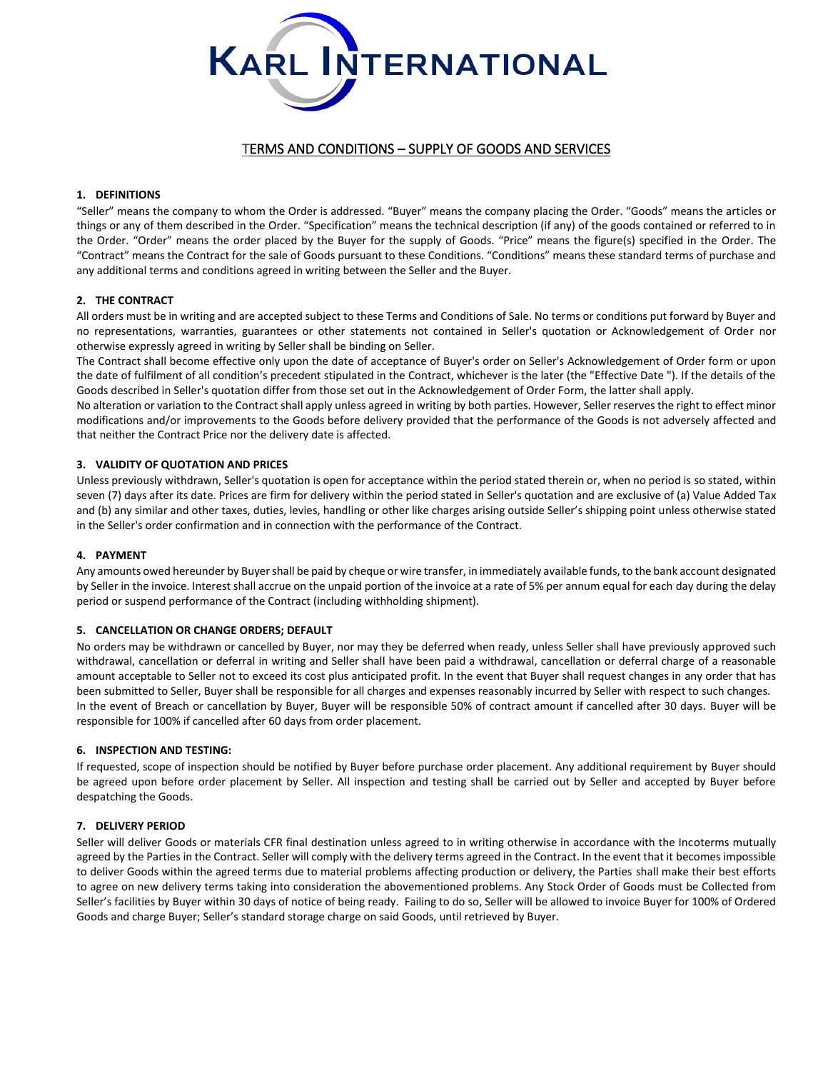# KARL INTERNATIONAL

## TERMS AND CONDITIONS – SUPPLY OF GOODS AND SERVICES

### 1. DEFINITIONS

"Seller" means the company to whom the Order is addressed. "Buyer" means the company placing the Order. "Goods" means the articles or things or any of them described in the Order. "Specification" means the technical description (if any) of the goods contained or referred to in the Order. "Order" means the order placed by the Buyer for the supply of Goods. "Price" means the figure(s) specified in the Order. The "Contract" means the Contract for the sale of Goods pursuant to these Conditions. "Conditions" means these standard terms of purchase and any additional terms and conditions agreed in writing between the Seller and the Buyer.

### 2. THE CONTRACT

All orders must be in writing and are accepted subject to these Terms and Conditions of Sale. No terms or conditions put forward by Buyer and no representations, warranties, guarantees or other statements not contained in Seller's quotation or Acknowledgement of Order nor otherwise expressly agreed in writing by Seller shall be binding on Seller.

The Contract shall become effective only upon the date of acceptance of Buyer's order on Seller's Acknowledgement of Order form or upon the date of fulfilment of all condition's precedent stipulated in the Contract, whichever is the later (the "Effective Date "). If the details of the Goods described in Seller's quotation differ from those set out in the Acknowledgement of Order Form, the latter shall apply.

No alteration or variation to the Contract shall apply unless agreed in writing by both parties. However, Seller reserves the right to effect minor modifications and/or improvements to the Goods before delivery provided that the performance of the Goods is not adversely affected and that neither the Contract Price nor the delivery date is affected.

### 3. VALIDITY OF QUOTATION AND PRICES

Unless previously withdrawn, Seller's quotation is open for acceptance within the period stated therein or, when no period is so stated, within seven (7) days after its date. Prices are firm for delivery within the period stated in Seller's quotation and are exclusive of (a) Value Added Tax and (b) any similar and other taxes, duties, levies, handling or other like charges arising outside Seller's shipping point unless otherwise stated in the Seller's order confirmation and in connection with the performance of the Contract.

### 4. PAYMENT

Any amounts owed hereunder by Buyer shall be paid by cheque or wire transfer, in immediately available funds, to the bank account designated by Seller in the invoice. Interest shall accrue on the unpaid portion of the invoice at a rate of 5% per annum equal for each day during the delay period or suspend performance of the Contract (including withholding shipment).

### 5. CANCELLATION OR CHANGE ORDERS; DEFAULT

No orders may be withdrawn or cancelled by Buyer, nor may they be deferred when ready, unless Seller shall have previously approved such withdrawal, cancellation or deferral in writing and Seller shall have been paid a withdrawal, cancellation or deferral charge of a reasonable amount acceptable to Seller not to exceed its cost plus anticipated profit. In the event that Buyer shall request changes in any order that has been submitted to Seller, Buyer shall be responsible for all charges and expenses reasonably incurred by Seller with respect to such changes.

In the event of Breach or cancellation by Buyer, Buyer will be responsible 50% of contract amount if cancelled after 30 days. Buyer will be responsible for 100% if cancelled after 60 days from order placement.

### 6. INSPECTION AND TESTING:

If requested, scope of inspection should be notified by Buyer before purchase order placement. Any additional requirement by Buyer should be agreed upon before order placement by Seller. All inspection and testing shall be carried out by Seller and accepted by Buyer before despatching the Goods.

### 7. DELIVERY PERIOD

Seller will deliver Goods or materials CFR final destination unless agreed to in writing otherwise in accordance with the Incoterms mutually agreed by the Parties in the Contract. Seller will comply with the delivery terms agreed in the Contract. In the event that it becomes impossible to deliver Goods within the agreed terms due to material problems affecting production or delivery, the Parties shall make their best efforts to agree on new delivery terms taking into consideration the abovementioned problems. Any Stock Order of Goods must be Collected from Seller's facilities by Buyer within 30 days of notice of being ready. Failing to do so, Seller will be allowed to invoice Buyer for 100% of Ordered Goods and charge Buyer; Seller's standard storage charge on said Goods, until retrieved by Buyer.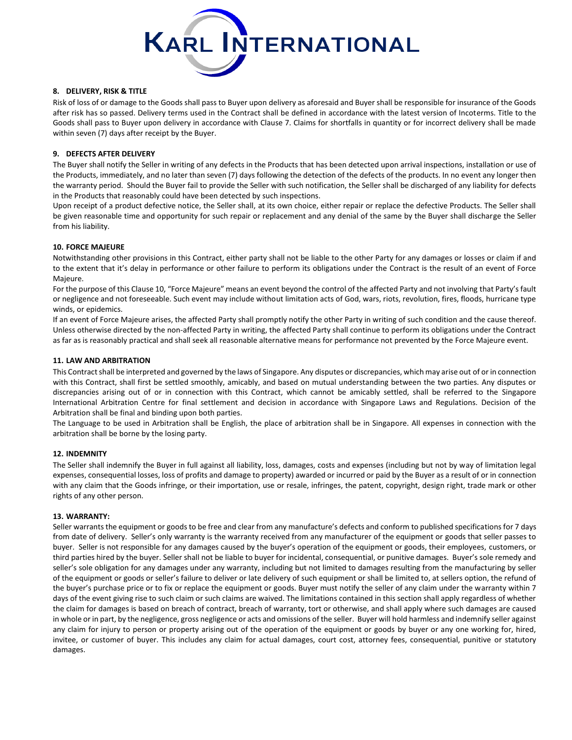## 8. DELIVERY, RISK & TITLE

Risk of loss of or damage to the Goods shall pass to Buyer upon delivery as aforesaid and Buyer shall be responsible for insurance of the Goods after risk has so passed. Delivery terms used in the Contract shall be defined in accordance with the latest version of Incoterms. Title to the Goods shall pass to Buyer upon delivery in accordance with Clause 7. Claims for shortfalls in quantity or for incorrect delivery shall be made within seven (7) days after receipt by the Buyer.

## 9. DEFECTS AFTER DELIVERY

The Buyer shall notify the Seller in writing of any defects in the Products that has been detected upon arrival inspections, installation or use of the Products, immediately, and no later than seven (7) days following the detection of the defects of the products. In no event any longer then the warranty period. Should the Buyer fail to provide the Seller with such notification, the Seller shall be discharged of any liability for defects in the Products that reasonably could have been detected by such inspections.

Upon receipt of a product defective notice, the Seller shall, at its own choice, either repair or replace the defective Products. The Seller shall be given reasonable time and opportunity for such repair or replacement and any denial of the same by the Buyer shall discharge the Seller from his liability.

## 10. FORCE MAJEURE

Notwithstanding other provisions in this Contract, either party shall not be liable to the other Party for any damages or losses or claim if and to the extent that it's delay in performance or other failure to perform its obligations under the Contract is the result of an event of Force Majeure.

For the purpose of this Clause 10, "Force Majeure" means an event beyond the control of the affected Party and not involving that Party's fault or negligence and not foreseeable. Such event may include without limitation acts of God, wars, riots, revolution, fires, floods, hurricane type winds, or epidemics.

If an event of Force Majeure arises, the affected Party shall promptly notify the other Party in writing of such condition and the cause thereof. Unless otherwise directed by the non-affected Party in writing, the affected Party shall continue to perform its obligations under the Contract as far as is reasonably practical and shall seek all reasonable alternative means for performance not prevented by the Force Majeure event.

## 11. LAW AND ARBITRATION

This Contract shall be interpreted and governed by the laws of Singapore. Any disputes or discrepancies, which may arise out of or in connection with this Contract, shall first be settled smoothly, amicably, and based on mutual understanding between the two parties. Any disputes or discrepancies arising out of or in connection with this Contract, which cannot be amicably settled, shall be referred to the Singapore International Arbitration Centre for final settlement and decision in accordance with Singapore Laws and Regulations. Decision of the Arbitration shall be final and binding upon both parties.

The Language to be used in Arbitration shall be English, the place of arbitration shall be in Singapore. All expenses in connection with the arbitration shall be borne by the losing party.

## 12. INDEMNITY

The Seller shall indemnify the Buyer in full against all liability, loss, damages, costs and expenses (including but not by way of limitation legal expenses, consequential losses, loss of profits and damage to property) awarded or incurred or paid by the Buyer as a result of or in connection with any claim that the Goods infringe, or their importation, use or resale, infringes, the patent, copyright, design right, trade mark or other rights of any other person.

## 13. WARRANTY:

Seller warrants the equipment or goods to be free and clear from any manufacture's defects and conform to published specifications for 7 days from date of delivery. Seller's only warranty is the warranty received from any manufacturer of the equipment or goods that seller passes to buyer. Seller is not responsible for any damages caused by the buyer's operation of the equipment or goods, their employees, customers, or third parties hired by the buyer. Seller shall not be liable to buyer for incidental, consequential, or punitive damages. Buyer's sole remedy and seller's sole obligation for any damages under any warranty, including but not limited to damages resulting from the manufacturing by seller of the equipment or goods or seller's failure to deliver or late delivery of such equipment or shall be limited to, at sellers option, the refund of the buyer's purchase price or to fix or replace the equipment or goods. Buyer must notify the seller of any claim under the warranty within 7 days of the event giving rise to such claim or such claims are waived. The limitations contained in this section shall apply regardless of whether the claim for damages is based on breach of contract, breach of warranty, tort or otherwise, and shall apply where such damages are caused in whole or in part, by the negligence, gross negligence or acts and omissions of the seller. Buyer will hold harmless and indemnify seller against any claim for injury to person or property arising out of the operation of the equipment or goods by buyer or any one working for, hired, invitee, or customer of buyer. This includes any claim for actual damages, court cost, attorney fees, consequential, punitive or statutory damages.